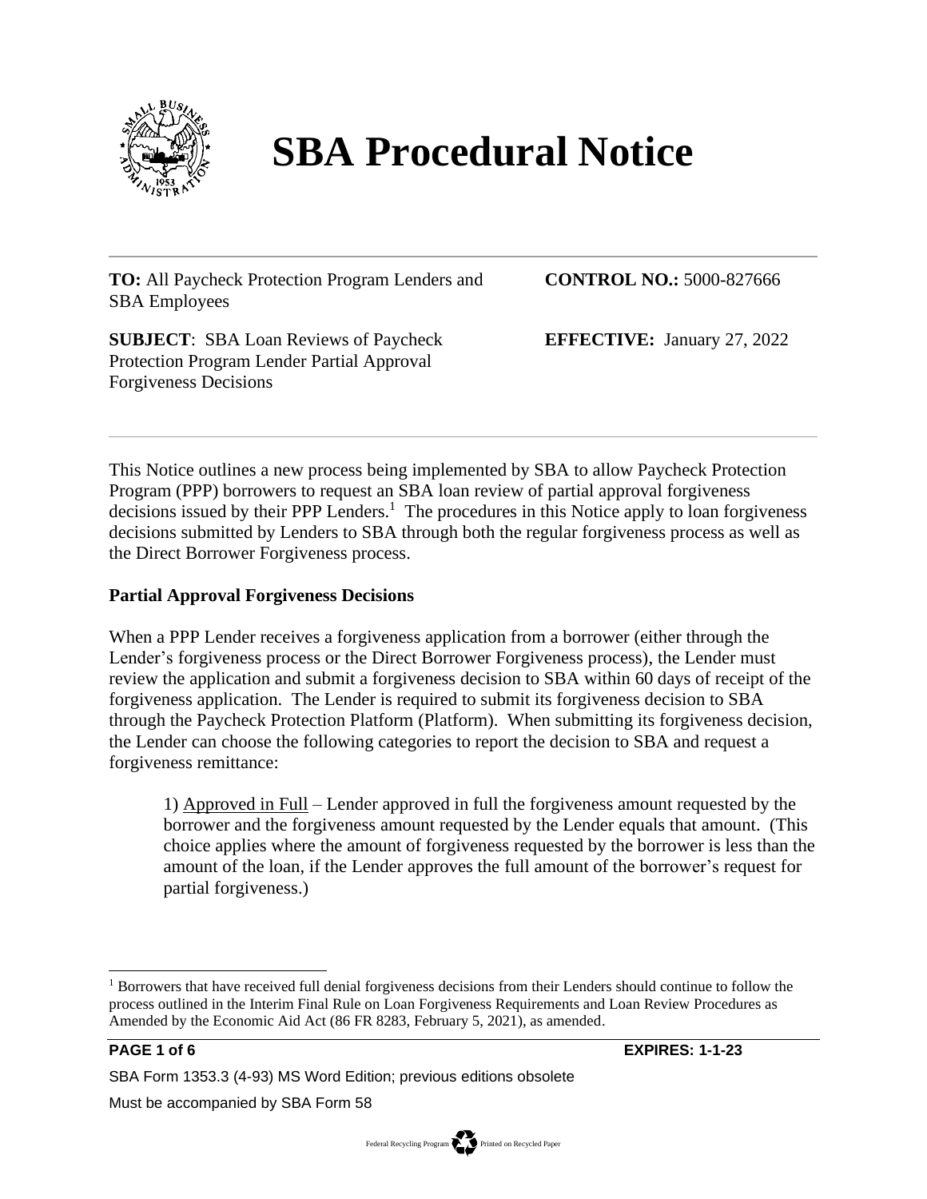# SBA Procedural Notice

**TO:** All Paycheck Protection Program Lenders and SBA Employees

**CONTROL NO.:** 5000-827666

**SUBJECT**: SBA Loan Reviews of Paycheck Protection Program Lender Partial Approval Forgiveness Decisions

**EFFECTIVE:** January 27, 2022

This Notice outlines a new process being implemented by SBA to allow Paycheck Protection Program (PPP) borrowers to request an SBA loan review of partial approval forgiveness decisions issued by their PPP Lenders.[1] The procedures in this Notice apply to loan forgiveness decisions submitted by Lenders to SBA through both the regular forgiveness process as well as the Direct Borrower Forgiveness process.

## Partial Approval Forgiveness Decisions

When a PPP Lender receives a forgiveness application from a borrower (either through the Lender's forgiveness process or the Direct Borrower Forgiveness process), the Lender must review the application and submit a forgiveness decision to SBA within 60 days of receipt of the forgiveness application. The Lender is required to submit its forgiveness decision to SBA through the Paycheck Protection Platform (Platform). When submitting its forgiveness decision, the Lender can choose the following categories to report the decision to SBA and request a forgiveness remittance:

1) Approved in Full – Lender approved in full the forgiveness amount requested by the borrower and the forgiveness amount requested by the Lender equals that amount. (This choice applies where the amount of forgiveness requested by the borrower is less than the amount of the loan, if the Lender approves the full amount of the borrower's request for partial forgiveness.)

[1] Borrowers that have received full denial forgiveness decisions from their Lenders should continue to follow the process outlined in the Interim Final Rule on Loan Forgiveness Requirements and Loan Review Procedures as Amended by the Economic Aid Act (86 FR 8283, February 5, 2021), as amended.

**EXPIRES: 1-1-23**

SBA Form 1353.3 (4-93) MS Word Edition; previous editions obsolete

Must be accompanied by SBA Form 58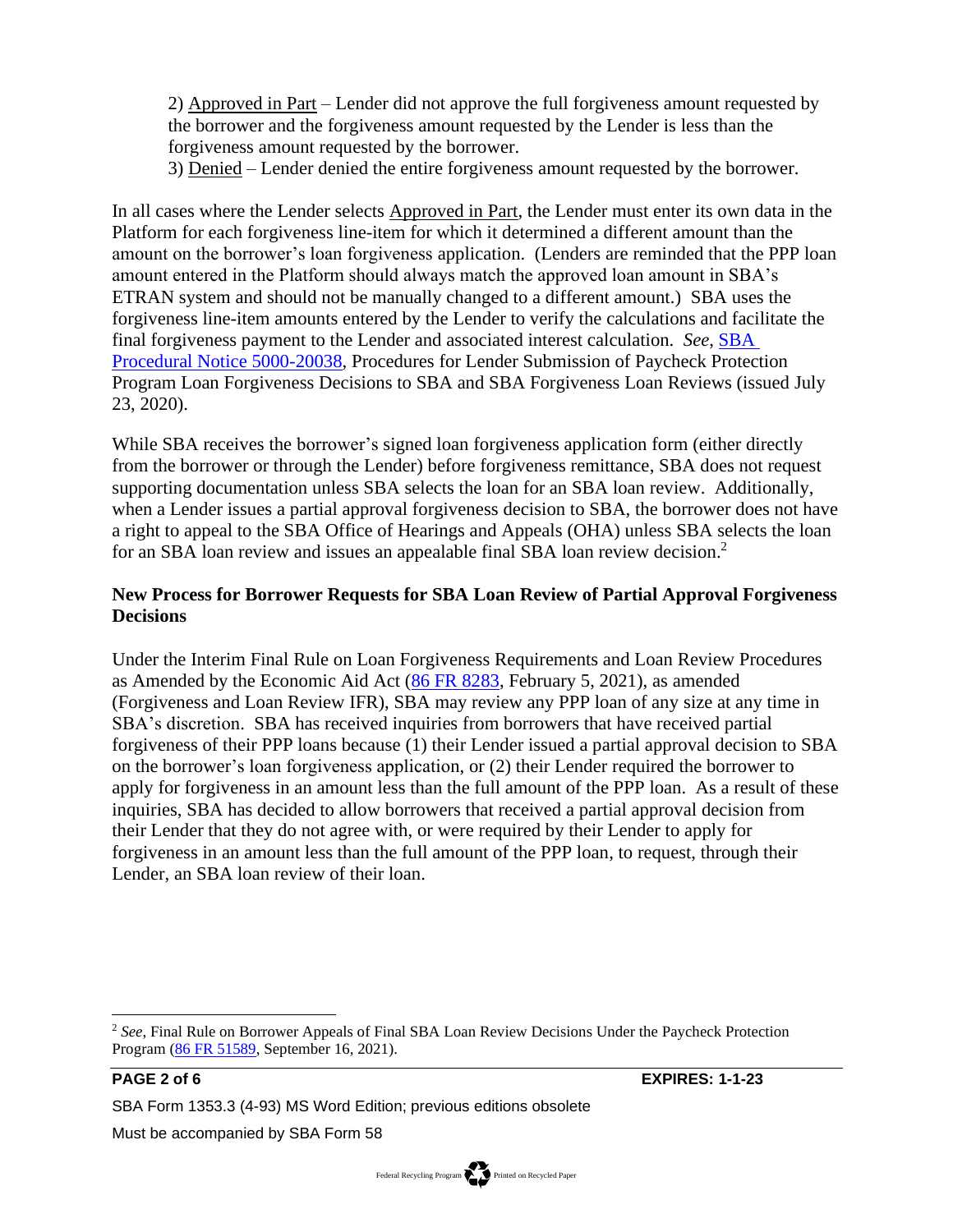2) Approved in Part – Lender did not approve the full forgiveness amount requested by the borrower and the forgiveness amount requested by the Lender is less than the forgiveness amount requested by the borrower.
3) Denied – Lender denied the entire forgiveness amount requested by the borrower.

In all cases where the Lender selects Approved in Part, the Lender must enter its own data in the Platform for each forgiveness line-item for which it determined a different amount than the amount on the borrower's loan forgiveness application. (Lenders are reminded that the PPP loan amount entered in the Platform should always match the approved loan amount in SBA's ETRAN system and should not be manually changed to a different amount.) SBA uses the forgiveness line-item amounts entered by the Lender to verify the calculations and facilitate the final forgiveness payment to the Lender and associated interest calculation. *See*, SBA Procedural Notice 5000-20038, Procedures for Lender Submission of Paycheck Protection Program Loan Forgiveness Decisions to SBA and SBA Forgiveness Loan Reviews (issued July 23, 2020).

While SBA receives the borrower's signed loan forgiveness application form (either directly from the borrower or through the Lender) before forgiveness remittance, SBA does not request supporting documentation unless SBA selects the loan for an SBA loan review. Additionally, when a Lender issues a partial approval forgiveness decision to SBA, the borrower does not have a right to appeal to the SBA Office of Hearings and Appeals (OHA) unless SBA selects the loan for an SBA loan review and issues an appealable final SBA loan review decision.[2]

**New Process for Borrower Requests for SBA Loan Review of Partial Approval Forgiveness Decisions**

Under the Interim Final Rule on Loan Forgiveness Requirements and Loan Review Procedures as Amended by the Economic Aid Act (86 FR 8283, February 5, 2021), as amended (Forgiveness and Loan Review IFR), SBA may review any PPP loan of any size at any time in SBA's discretion. SBA has received inquiries from borrowers that have received partial forgiveness of their PPP loans because (1) their Lender issued a partial approval decision to SBA on the borrower's loan forgiveness application, or (2) their Lender required the borrower to apply for forgiveness in an amount less than the full amount of the PPP loan. As a result of these inquiries, SBA has decided to allow borrowers that received a partial approval decision from their Lender that they do not agree with, or were required by their Lender to apply for forgiveness in an amount less than the full amount of the PPP loan, to request, through their Lender, an SBA loan review of their loan.

[2] *See*, Final Rule on Borrower Appeals of Final SBA Loan Review Decisions Under the Paycheck Protection Program (86 FR 51589, September 16, 2021).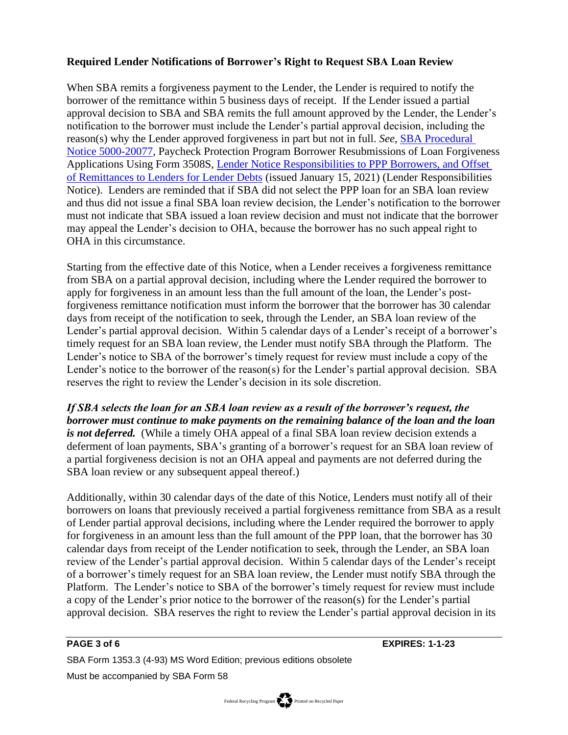**Required Lender Notifications of Borrower's Right to Request SBA Loan Review**

When SBA remits a forgiveness payment to the Lender, the Lender is required to notify the borrower of the remittance within 5 business days of receipt. If the Lender issued a partial approval decision to SBA and SBA remits the full amount approved by the Lender, the Lender's notification to the borrower must include the Lender's partial approval decision, including the reason(s) why the Lender approved forgiveness in part but not in full. *See*, SBA Procedural Notice 5000-20077, Paycheck Protection Program Borrower Resubmissions of Loan Forgiveness Applications Using Form 3508S, Lender Notice Responsibilities to PPP Borrowers, and Offset of Remittances to Lenders for Lender Debts (issued January 15, 2021) (Lender Responsibilities Notice). Lenders are reminded that if SBA did not select the PPP loan for an SBA loan review and thus did not issue a final SBA loan review decision, the Lender's notification to the borrower must not indicate that SBA issued a loan review decision and must not indicate that the borrower may appeal the Lender's decision to OHA, because the borrower has no such appeal right to OHA in this circumstance.

Starting from the effective date of this Notice, when a Lender receives a forgiveness remittance from SBA on a partial approval decision, including where the Lender required the borrower to apply for forgiveness in an amount less than the full amount of the loan, the Lender's post-forgiveness remittance notification must inform the borrower that the borrower has 30 calendar days from receipt of the notification to seek, through the Lender, an SBA loan review of the Lender's partial approval decision. Within 5 calendar days of a Lender's receipt of a borrower's timely request for an SBA loan review, the Lender must notify SBA through the Platform. The Lender's notice to SBA of the borrower's timely request for review must include a copy of the Lender's notice to the borrower of the reason(s) for the Lender's partial approval decision. SBA reserves the right to review the Lender's decision in its sole discretion.

***If SBA selects the loan for an SBA loan review as a result of the borrower's request, the borrower must continue to make payments on the remaining balance of the loan and the loan is not deferred.*** (While a timely OHA appeal of a final SBA loan review decision extends a deferment of loan payments, SBA's granting of a borrower's request for an SBA loan review of a partial forgiveness decision is not an OHA appeal and payments are not deferred during the SBA loan review or any subsequent appeal thereof.)

Additionally, within 30 calendar days of the date of this Notice, Lenders must notify all of their borrowers on loans that previously received a partial forgiveness remittance from SBA as a result of Lender partial approval decisions, including where the Lender required the borrower to apply for forgiveness in an amount less than the full amount of the PPP loan, that the borrower has 30 calendar days from receipt of the Lender notification to seek, through the Lender, an SBA loan review of the Lender's partial approval decision. Within 5 calendar days of the Lender's receipt of a borrower's timely request for an SBA loan review, the Lender must notify SBA through the Platform. The Lender's notice to SBA of the borrower's timely request for review must include a copy of the Lender's prior notice to the borrower of the reason(s) for the Lender's partial approval decision. SBA reserves the right to review the Lender's partial approval decision in its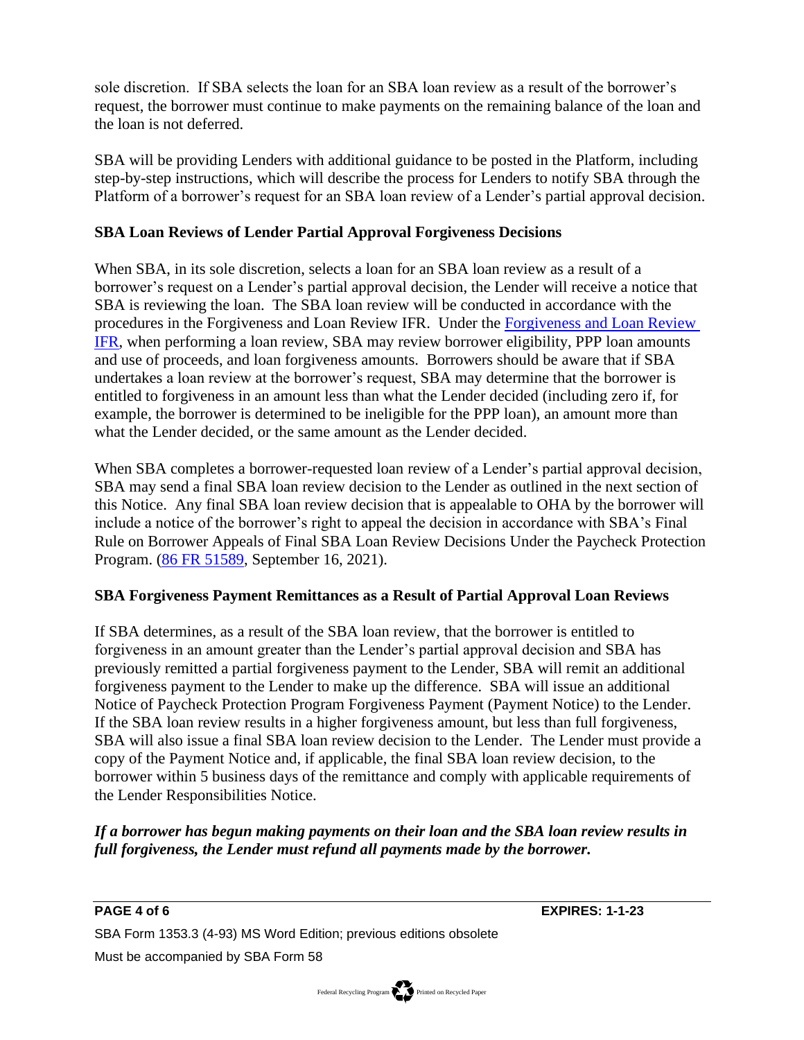sole discretion. If SBA selects the loan for an SBA loan review as a result of the borrower's request, the borrower must continue to make payments on the remaining balance of the loan and the loan is not deferred.

SBA will be providing Lenders with additional guidance to be posted in the Platform, including step-by-step instructions, which will describe the process for Lenders to notify SBA through the Platform of a borrower's request for an SBA loan review of a Lender's partial approval decision.

**SBA Loan Reviews of Lender Partial Approval Forgiveness Decisions**

When SBA, in its sole discretion, selects a loan for an SBA loan review as a result of a borrower's request on a Lender's partial approval decision, the Lender will receive a notice that SBA is reviewing the loan. The SBA loan review will be conducted in accordance with the procedures in the Forgiveness and Loan Review IFR. Under the Forgiveness and Loan Review IFR, when performing a loan review, SBA may review borrower eligibility, PPP loan amounts and use of proceeds, and loan forgiveness amounts. Borrowers should be aware that if SBA undertakes a loan review at the borrower's request, SBA may determine that the borrower is entitled to forgiveness in an amount less than what the Lender decided (including zero if, for example, the borrower is determined to be ineligible for the PPP loan), an amount more than what the Lender decided, or the same amount as the Lender decided.

When SBA completes a borrower-requested loan review of a Lender's partial approval decision, SBA may send a final SBA loan review decision to the Lender as outlined in the next section of this Notice. Any final SBA loan review decision that is appealable to OHA by the borrower will include a notice of the borrower's right to appeal the decision in accordance with SBA's Final Rule on Borrower Appeals of Final SBA Loan Review Decisions Under the Paycheck Protection Program. (86 FR 51589, September 16, 2021).

**SBA Forgiveness Payment Remittances as a Result of Partial Approval Loan Reviews**

If SBA determines, as a result of the SBA loan review, that the borrower is entitled to forgiveness in an amount greater than the Lender's partial approval decision and SBA has previously remitted a partial forgiveness payment to the Lender, SBA will remit an additional forgiveness payment to the Lender to make up the difference. SBA will issue an additional Notice of Paycheck Protection Program Forgiveness Payment (Payment Notice) to the Lender. If the SBA loan review results in a higher forgiveness amount, but less than full forgiveness, SBA will also issue a final SBA loan review decision to the Lender. The Lender must provide a copy of the Payment Notice and, if applicable, the final SBA loan review decision, to the borrower within 5 business days of the remittance and comply with applicable requirements of the Lender Responsibilities Notice.

***If a borrower has begun making payments on their loan and the SBA loan review results in full forgiveness, the Lender must refund all payments made by the borrower.***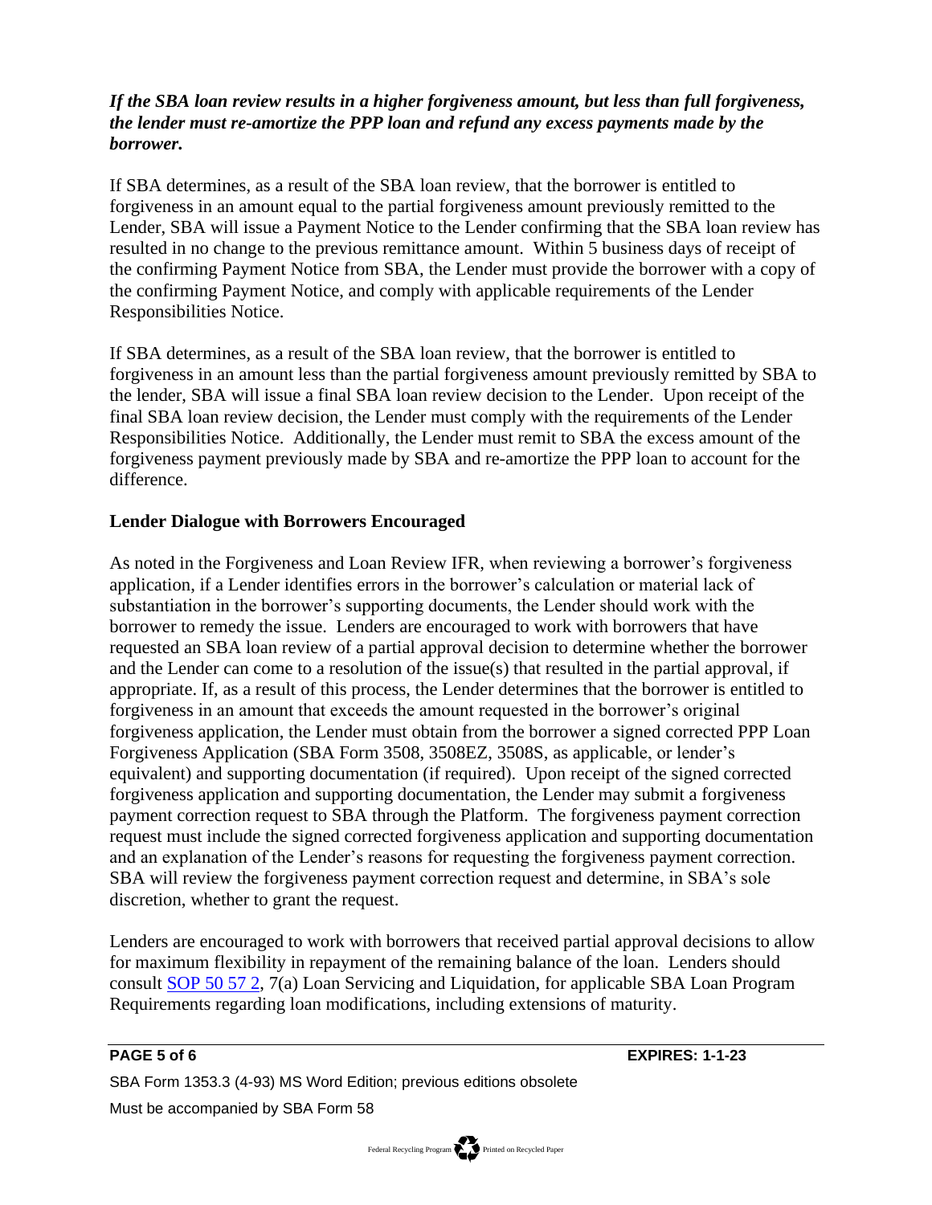***If the SBA loan review results in a higher forgiveness amount, but less than full forgiveness, the lender must re-amortize the PPP loan and refund any excess payments made by the borrower.***

If SBA determines, as a result of the SBA loan review, that the borrower is entitled to forgiveness in an amount equal to the partial forgiveness amount previously remitted to the Lender, SBA will issue a Payment Notice to the Lender confirming that the SBA loan review has resulted in no change to the previous remittance amount. Within 5 business days of receipt of the confirming Payment Notice from SBA, the Lender must provide the borrower with a copy of the confirming Payment Notice, and comply with applicable requirements of the Lender Responsibilities Notice.

If SBA determines, as a result of the SBA loan review, that the borrower is entitled to forgiveness in an amount less than the partial forgiveness amount previously remitted by SBA to the lender, SBA will issue a final SBA loan review decision to the Lender. Upon receipt of the final SBA loan review decision, the Lender must comply with the requirements of the Lender Responsibilities Notice. Additionally, the Lender must remit to SBA the excess amount of the forgiveness payment previously made by SBA and re-amortize the PPP loan to account for the difference.

**Lender Dialogue with Borrowers Encouraged**

As noted in the Forgiveness and Loan Review IFR, when reviewing a borrower's forgiveness application, if a Lender identifies errors in the borrower's calculation or material lack of substantiation in the borrower's supporting documents, the Lender should work with the borrower to remedy the issue. Lenders are encouraged to work with borrowers that have requested an SBA loan review of a partial approval decision to determine whether the borrower and the Lender can come to a resolution of the issue(s) that resulted in the partial approval, if appropriate. If, as a result of this process, the Lender determines that the borrower is entitled to forgiveness in an amount that exceeds the amount requested in the borrower's original forgiveness application, the Lender must obtain from the borrower a signed corrected PPP Loan Forgiveness Application (SBA Form 3508, 3508EZ, 3508S, as applicable, or lender's equivalent) and supporting documentation (if required). Upon receipt of the signed corrected forgiveness application and supporting documentation, the Lender may submit a forgiveness payment correction request to SBA through the Platform. The forgiveness payment correction request must include the signed corrected forgiveness application and supporting documentation and an explanation of the Lender's reasons for requesting the forgiveness payment correction. SBA will review the forgiveness payment correction request and determine, in SBA's sole discretion, whether to grant the request.

Lenders are encouraged to work with borrowers that received partial approval decisions to allow for maximum flexibility in repayment of the remaining balance of the loan. Lenders should consult SOP 50 57 2, 7(a) Loan Servicing and Liquidation, for applicable SBA Loan Program Requirements regarding loan modifications, including extensions of maturity.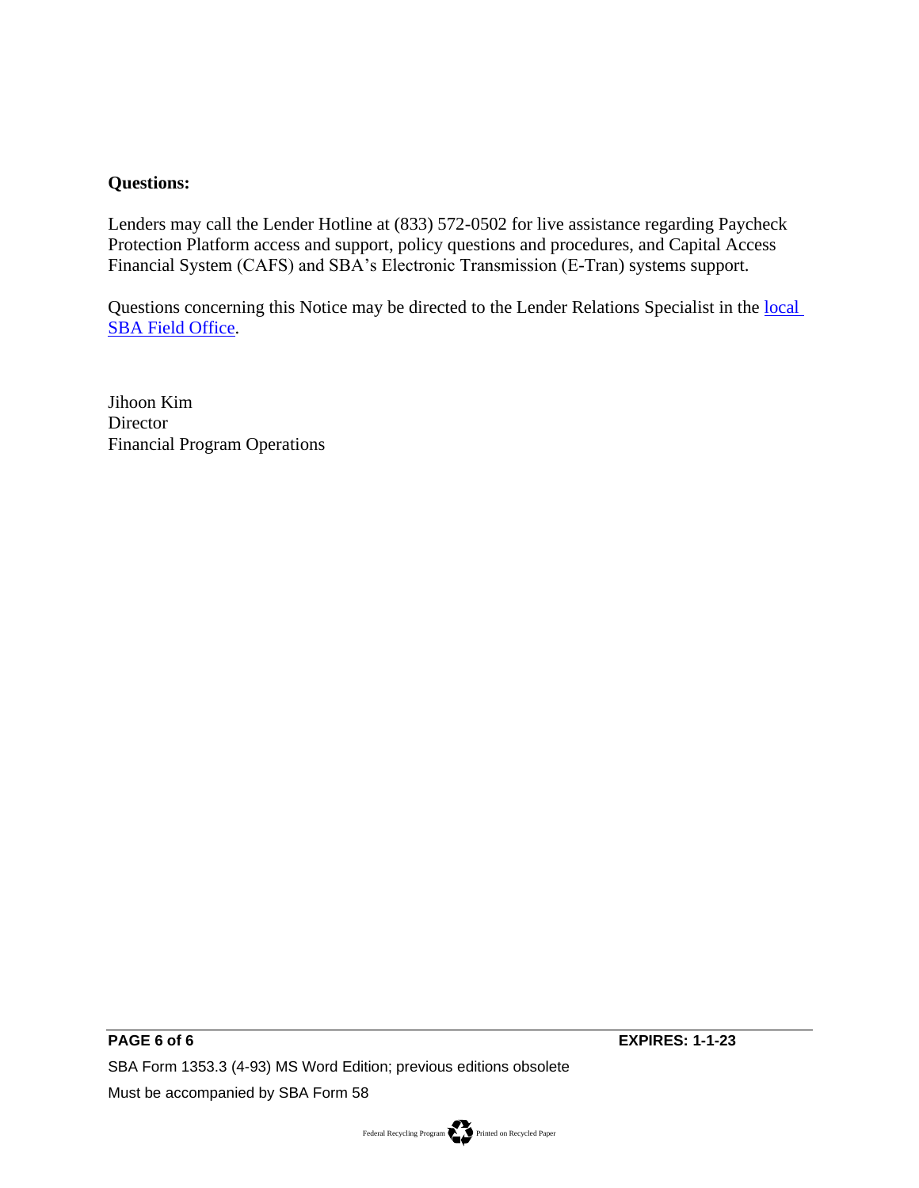**Questions:**

Lenders may call the Lender Hotline at (833) 572-0502 for live assistance regarding Paycheck Protection Platform access and support, policy questions and procedures, and Capital Access Financial System (CAFS) and SBA's Electronic Transmission (E-Tran) systems support.

Questions concerning this Notice may be directed to the Lender Relations Specialist in the local SBA Field Office.

Jihoon Kim
Director
Financial Program Operations

**EXPIRES: 1-1-23**

SBA Form 1353.3 (4-93) MS Word Edition; previous editions obsolete

Must be accompanied by SBA Form 58